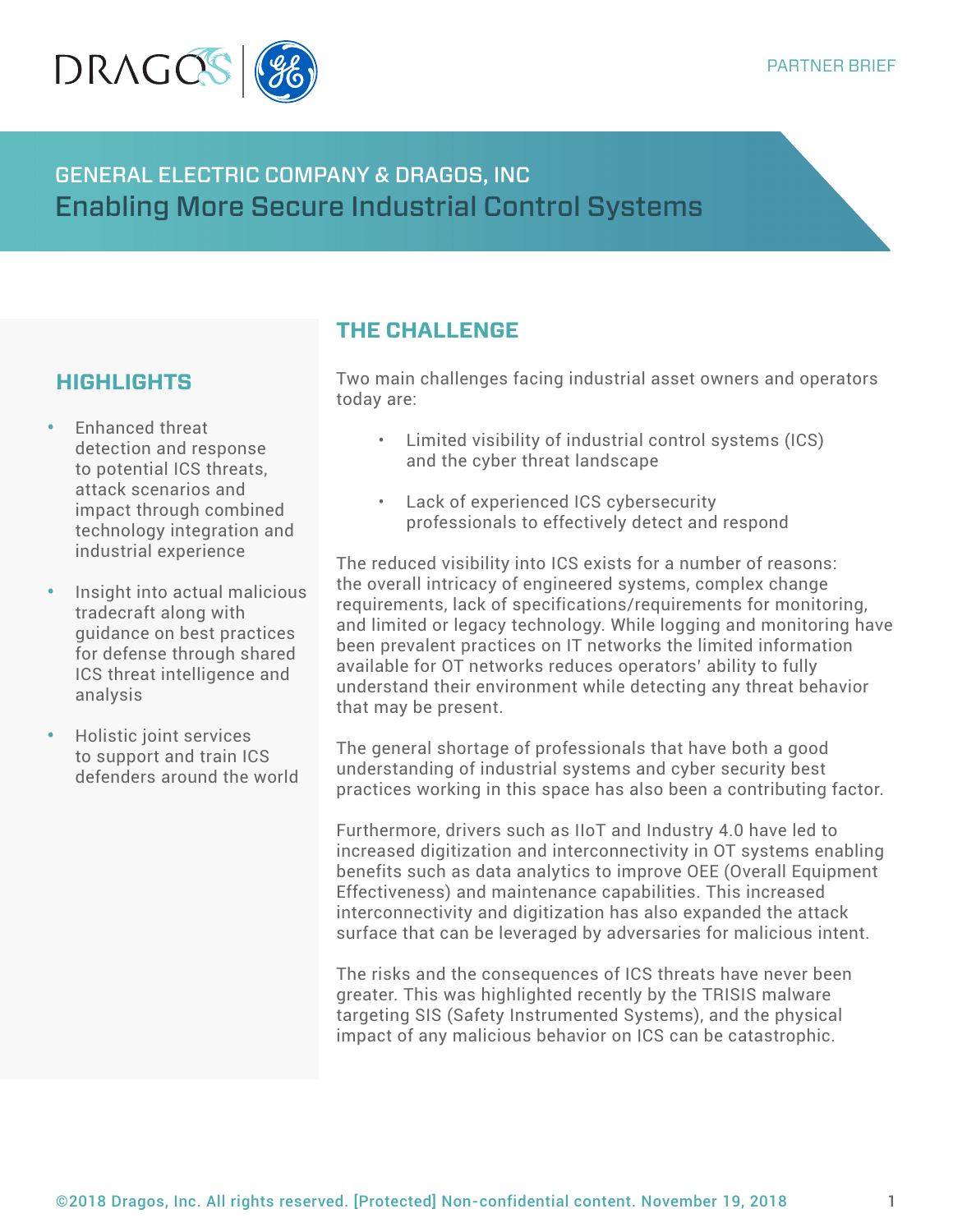PARTNER BRIEF

## GENERAL ELECTRIC COMPANY & DRAGOS, INC

# Enabling More Secure Industrial Control Systems

## HIGHLIGHTS

- Enhanced threat detection and response to potential ICS threats, attack scenarios and impact through combined technology integration and industrial experience
- Insight into actual malicious tradecraft along with guidance on best practices for defense through shared ICS threat intelligence and analysis
- Holistic joint services to support and train ICS defenders around the world

## THE CHALLENGE

Two main challenges facing industrial asset owners and operators today are:

- Limited visibility of industrial control systems (ICS) and the cyber threat landscape
- Lack of experienced ICS cybersecurity professionals to effectively detect and respond

The reduced visibility into ICS exists for a number of reasons: the overall intricacy of engineered systems, complex change requirements, lack of specifications/requirements for monitoring, and limited or legacy technology. While logging and monitoring have been prevalent practices on IT networks the limited information available for OT networks reduces operators' ability to fully understand their environment while detecting any threat behavior that may be present.

The general shortage of professionals that have both a good understanding of industrial systems and cyber security best practices working in this space has also been a contributing factor.

Furthermore, drivers such as IIoT and Industry 4.0 have led to increased digitization and interconnectivity in OT systems enabling benefits such as data analytics to improve OEE (Overall Equipment Effectiveness) and maintenance capabilities. This increased interconnectivity and digitization has also expanded the attack surface that can be leveraged by adversaries for malicious intent.

The risks and the consequences of ICS threats have never been greater. This was highlighted recently by the TRISIS malware targeting SIS (Safety Instrumented Systems), and the physical impact of any malicious behavior on ICS can be catastrophic.

©2018 Dragos, Inc. All rights reserved. [Protected] Non-confidential content. November 19, 2018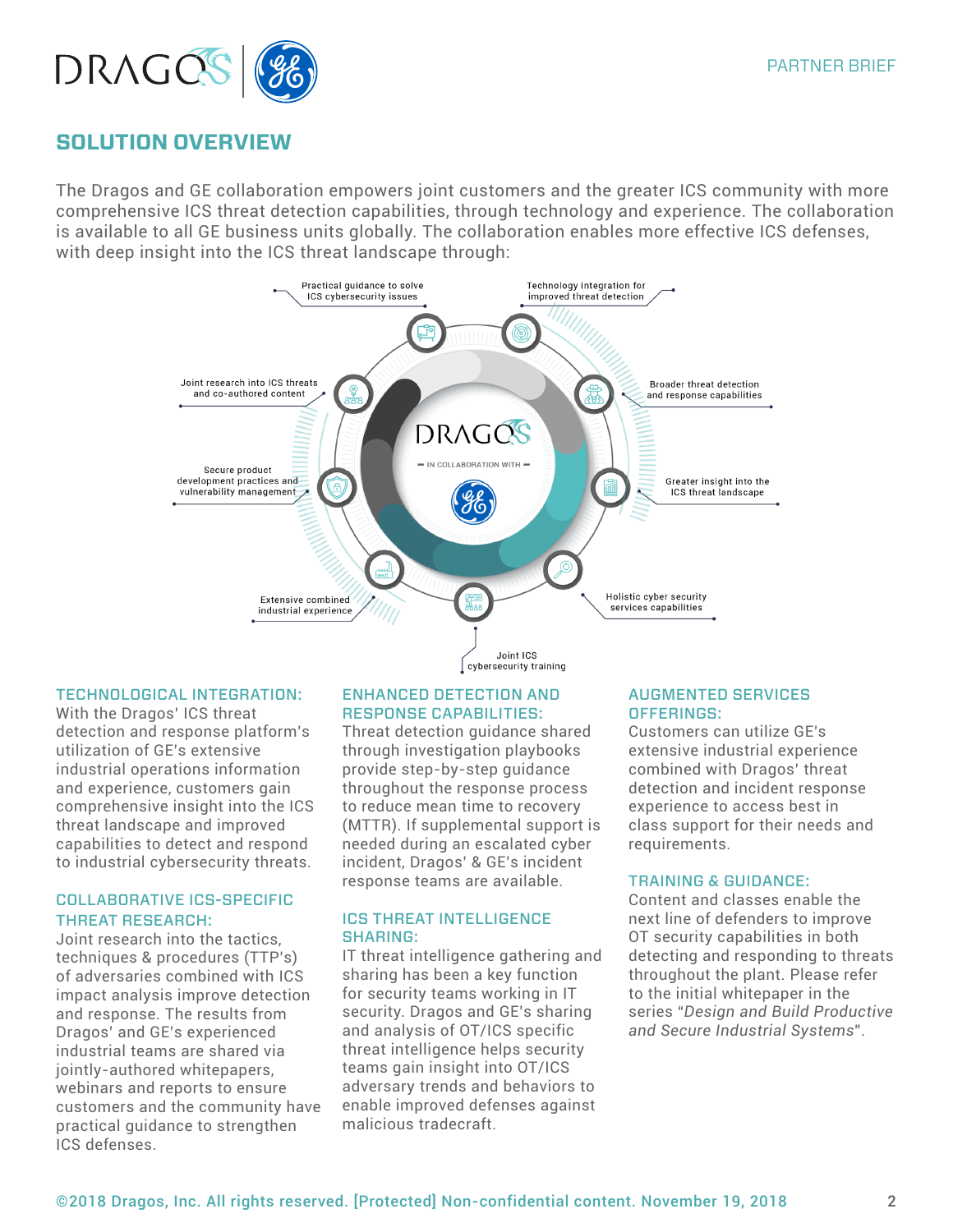## SOLUTION OVERVIEW

The Dragos and GE collaboration empowers joint customers and the greater ICS community with more comprehensive ICS threat detection capabilities, through technology and experience. The collaboration is available to all GE business units globally. The collaboration enables more effective ICS defenses, with deep insight into the ICS threat landscape through:

- Practical guidance to solve ICS cybersecurity issues
- Technology integration for improved threat detection
- Broader threat detection and response capabilities
- Greater insight into the ICS threat landscape
- Holistic cyber security services capabilities
- Joint ICS cybersecurity training
- Extensive combined industrial experience
- Secure product development practices and vulnerability management
- Joint research into ICS threats and co-authored content

DRAGOS — IN COLLABORATION WITH — GE

### TECHNOLOGICAL INTEGRATION:

With the Dragos' ICS threat detection and response platform's utilization of GE's extensive industrial operations information and experience, customers gain comprehensive insight into the ICS threat landscape and improved capabilities to detect and respond to industrial cybersecurity threats.

### COLLABORATIVE ICS-SPECIFIC THREAT RESEARCH:

Joint research into the tactics, techniques & procedures (TTP's) of adversaries combined with ICS impact analysis improve detection and response. The results from Dragos' and GE's experienced industrial teams are shared via jointly-authored whitepapers, webinars and reports to ensure customers and the community have practical guidance to strengthen ICS defenses.

### ENHANCED DETECTION AND RESPONSE CAPABILITIES:

Threat detection guidance shared through investigation playbooks provide step-by-step guidance throughout the response process to reduce mean time to recovery (MTTR). If supplemental support is needed during an escalated cyber incident, Dragos' & GE's incident response teams are available.

### ICS THREAT INTELLIGENCE SHARING:

IT threat intelligence gathering and sharing has been a key function for security teams working in IT security. Dragos and GE's sharing and analysis of OT/ICS specific threat intelligence helps security teams gain insight into OT/ICS adversary trends and behaviors to enable improved defenses against malicious tradecraft.

### AUGMENTED SERVICES OFFERINGS:

Customers can utilize GE's extensive industrial experience combined with Dragos' threat detection and incident response experience to access best in class support for their needs and requirements.

### TRAINING & GUIDANCE:

Content and classes enable the next line of defenders to improve OT security capabilities in both detecting and responding to threats throughout the plant. Please refer to the initial whitepaper in the series "*Design and Build Productive and Secure Industrial Systems*".

©2018 Dragos, Inc. All rights reserved. [Protected] Non-confidential content. November 19, 2018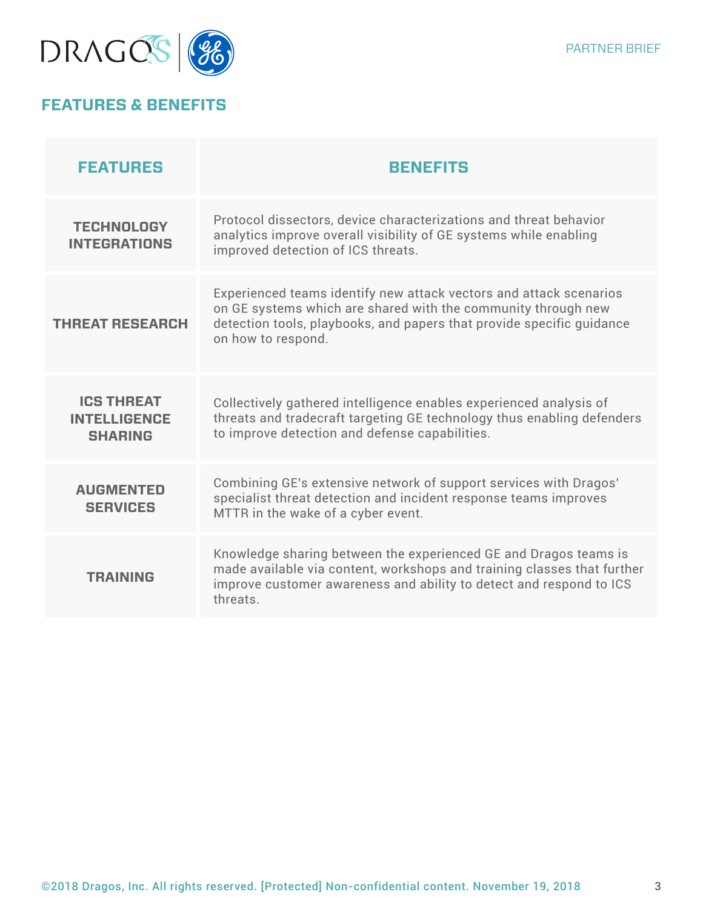## FEATURES & BENEFITS

| FEATURES | BENEFITS |
|---|---|
| **TECHNOLOGY INTEGRATIONS** | Protocol dissectors, device characterizations and threat behavior analytics improve overall visibility of GE systems while enabling improved detection of ICS threats. |
| **THREAT RESEARCH** | Experienced teams identify new attack vectors and attack scenarios on GE systems which are shared with the community through new detection tools, playbooks, and papers that provide specific guidance on how to respond. |
| **ICS THREAT INTELLIGENCE SHARING** | Collectively gathered intelligence enables experienced analysis of threats and tradecraft targeting GE technology thus enabling defenders to improve detection and defense capabilities. |
| **AUGMENTED SERVICES** | Combining GE's extensive network of support services with Dragos' specialist threat detection and incident response teams improves MTTR in the wake of a cyber event. |
| **TRAINING** | Knowledge sharing between the experienced GE and Dragos teams is made available via content, workshops and training classes that further improve customer awareness and ability to detect and respond to ICS threats. |